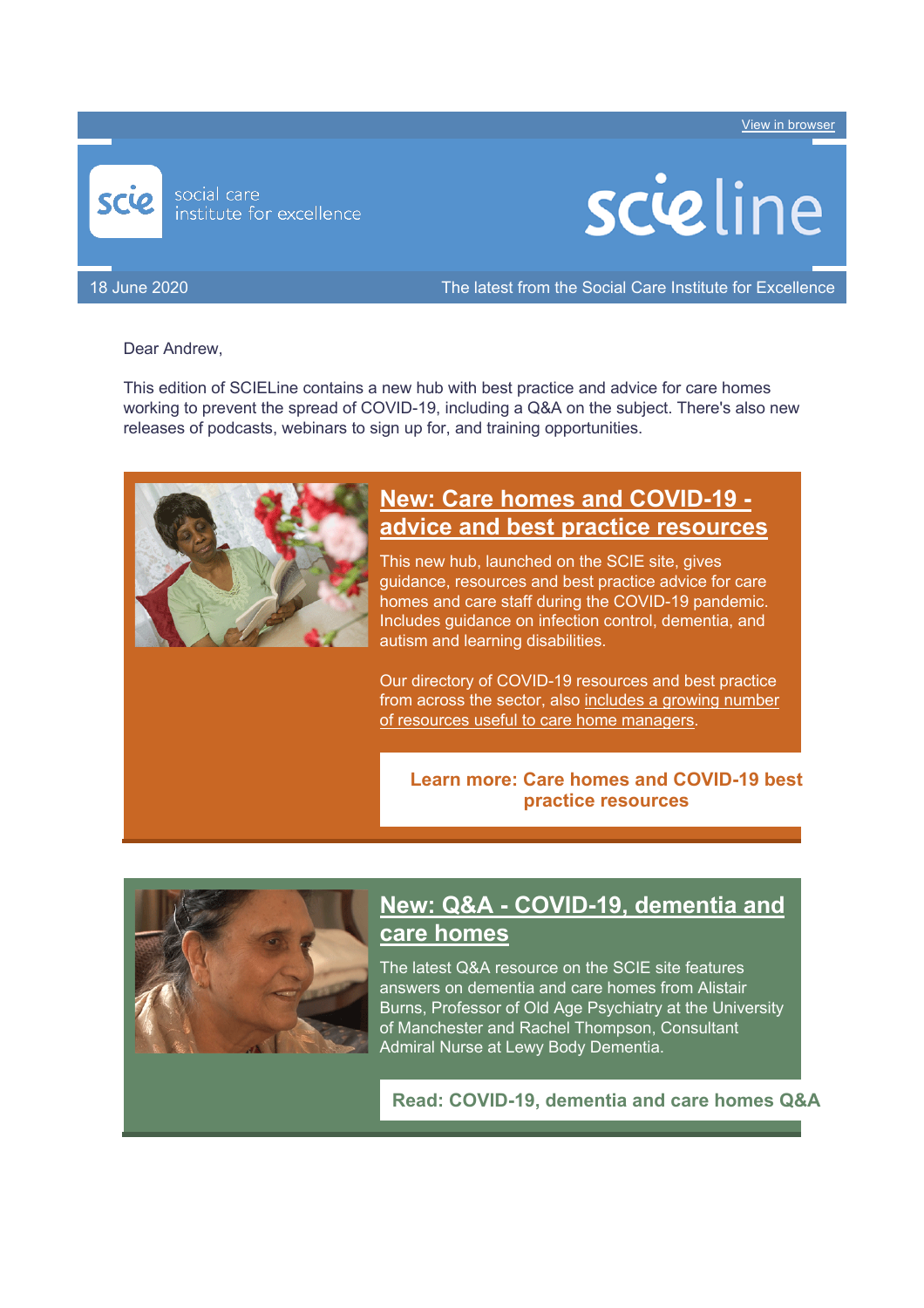View in browser

scie social care institute for excellence

scieline

18 June 2020

The latest from the Social Care Institute for Excellence

Dear Andrew,

This edition of SCIELine contains a new hub with best practice and advice for care homes working to prevent the spread of COVID-19, including a Q&A on the subject. There's also new releases of podcasts, webinars to sign up for, and training opportunities.

## New: Care homes and COVID-19 - advice and best practice resources

This new hub, launched on the SCIE site, gives guidance, resources and best practice advice for care homes and care staff during the COVID-19 pandemic. Includes guidance on infection control, dementia, and autism and learning disabilities.

Our directory of COVID-19 resources and best practice from across the sector, also includes a growing number of resources useful to care home managers.

**Learn more: Care homes and COVID-19 best practice resources**

## New: Q&A - COVID-19, dementia and care homes

The latest Q&A resource on the SCIE site features answers on dementia and care homes from Alistair Burns, Professor of Old Age Psychiatry at the University of Manchester and Rachel Thompson, Consultant Admiral Nurse at Lewy Body Dementia.

**Read: COVID-19, dementia and care homes Q&A**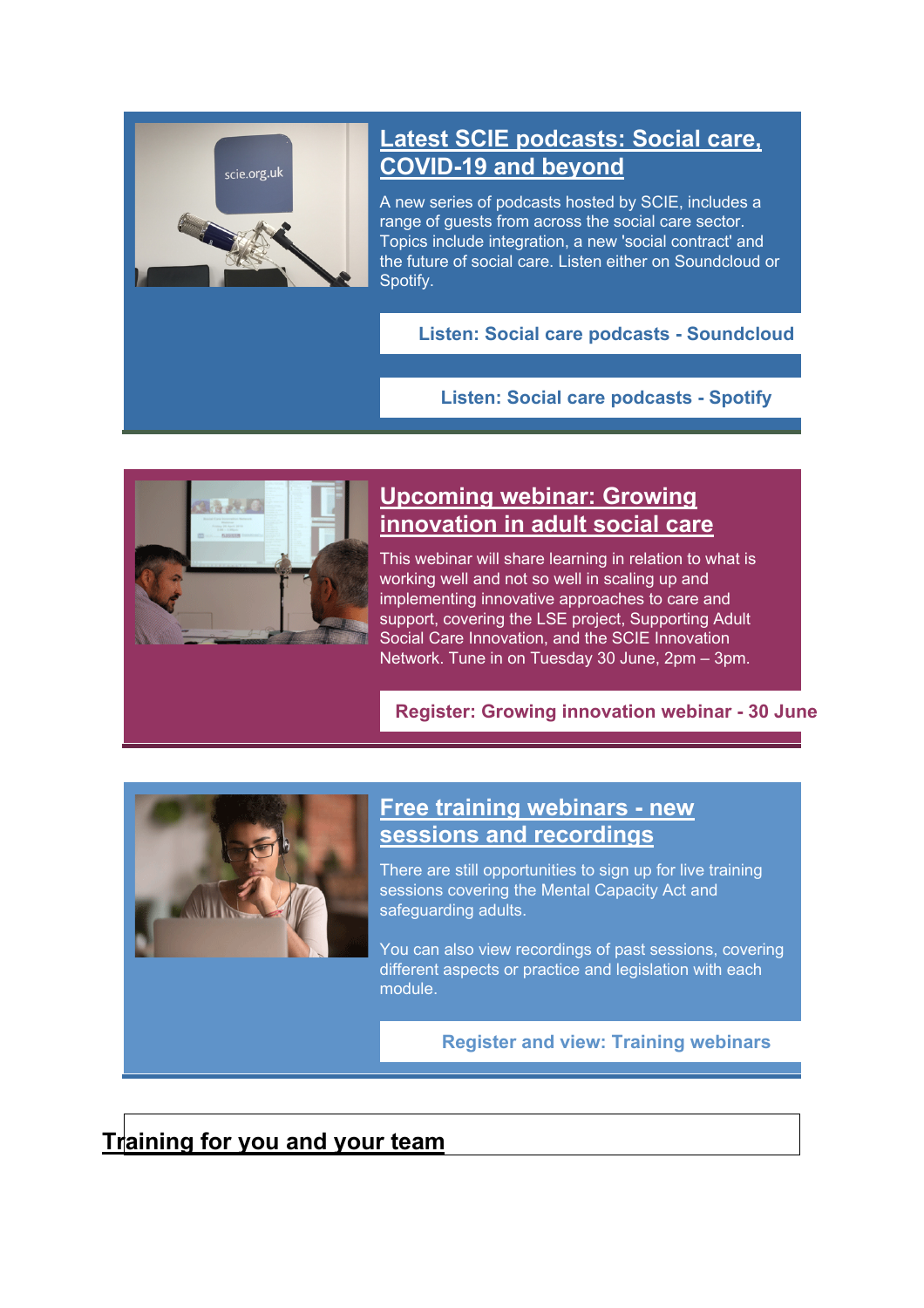## Latest SCIE podcasts: Social care, COVID-19 and beyond

A new series of podcasts hosted by SCIE, includes a range of guests from across the social care sector. Topics include integration, a new 'social contract' and the future of social care. Listen either on Soundcloud or Spotify.

**Listen: Social care podcasts - Soundcloud**

**Listen: Social care podcasts - Spotify**

## Upcoming webinar: Growing innovation in adult social care

This webinar will share learning in relation to what is working well and not so well in scaling up and implementing innovative approaches to care and support, covering the LSE project, Supporting Adult Social Care Innovation, and the SCIE Innovation Network. Tune in on Tuesday 30 June, 2pm – 3pm.

**Register: Growing innovation webinar - 30 June**

## Free training webinars - new sessions and recordings

There are still opportunities to sign up for live training sessions covering the Mental Capacity Act and safeguarding adults.

You can also view recordings of past sessions, covering different aspects or practice and legislation with each module.

**Register and view: Training webinars**

## Training for you and your team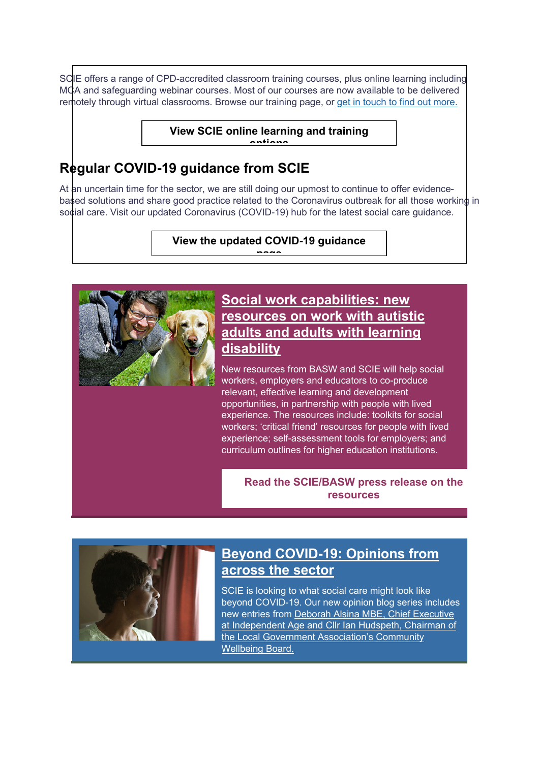SCIE offers a range of CPD-accredited classroom training courses, plus online learning including MCA and safeguarding webinar courses. Most of our courses are now available to be delivered remotely through virtual classrooms. Browse our training page, or get in touch to find out more.

**View SCIE online learning and training options**

## Regular COVID-19 guidance from SCIE

At an uncertain time for the sector, we are still doing our upmost to continue to offer evidence-based solutions and share good practice related to the Coronavirus outbreak for all those working in social care. Visit our updated Coronavirus (COVID-19) hub for the latest social care guidance.

**View the updated COVID-19 guidance page**

## Social work capabilities: new resources on work with autistic adults and adults with learning disability

New resources from BASW and SCIE will help social workers, employers and educators to co-produce relevant, effective learning and development opportunities, in partnership with people with lived experience. The resources include: toolkits for social workers; 'critical friend' resources for people with lived experience; self-assessment tools for employers; and curriculum outlines for higher education institutions.

**Read the SCIE/BASW press release on the resources**

## Beyond COVID-19: Opinions from across the sector

SCIE is looking to what social care might look like beyond COVID-19. Our new opinion blog series includes new entries from Deborah Alsina MBE, Chief Executive at Independent Age and Cllr Ian Hudspeth, Chairman of the Local Government Association's Community Wellbeing Board.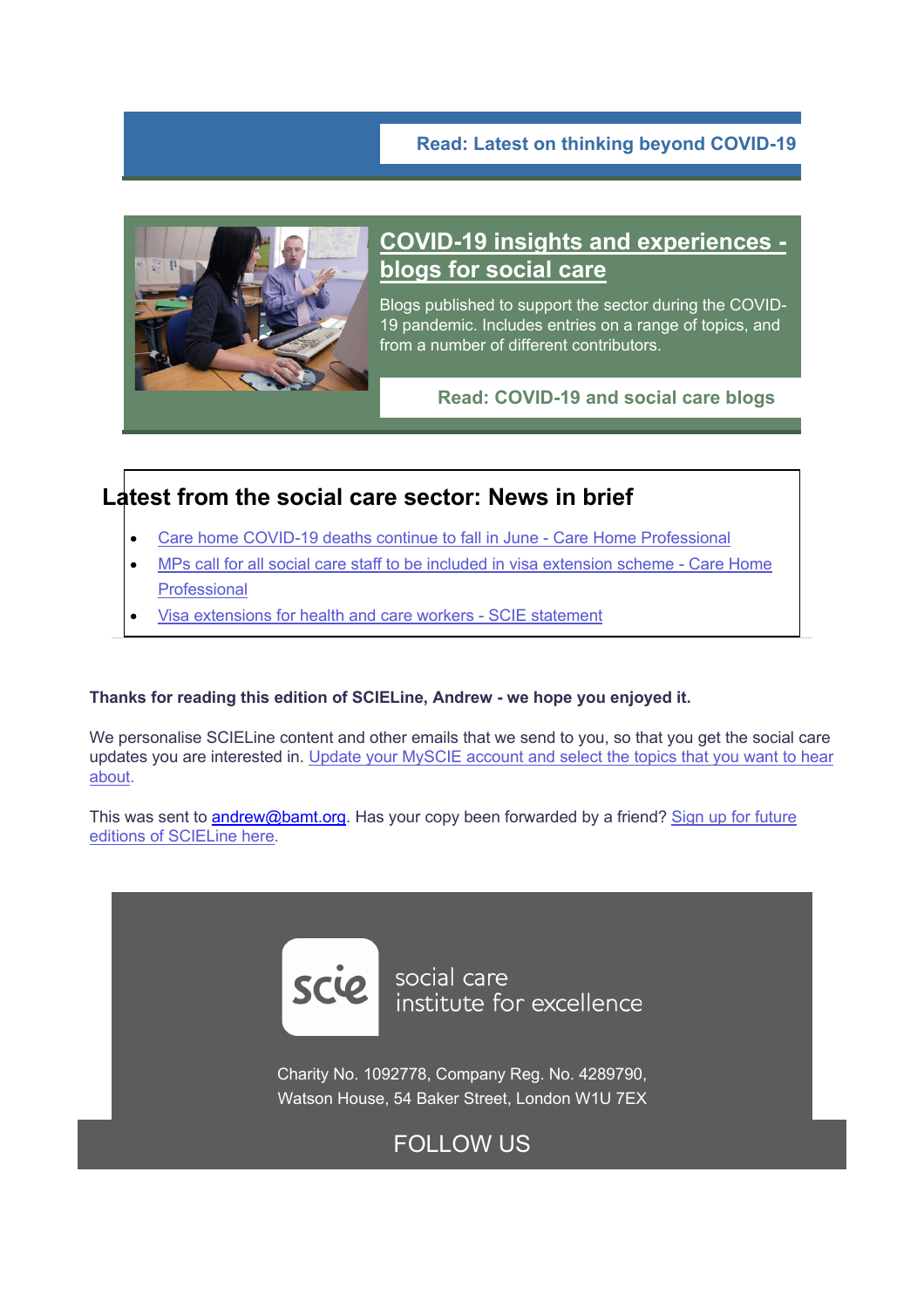**Read: Latest on thinking beyond COVID-19**

## COVID-19 insights and experiences - blogs for social care

Blogs published to support the sector during the COVID-19 pandemic. Includes entries on a range of topics, and from a number of different contributors.

**Read: COVID-19 and social care blogs**

## Latest from the social care sector: News in brief

- Care home COVID-19 deaths continue to fall in June - Care Home Professional
- MPs call for all social care staff to be included in visa extension scheme - Care Home Professional
- Visa extensions for health and care workers - SCIE statement

**Thanks for reading this edition of SCIELine, Andrew - we hope you enjoyed it.**

We personalise SCIELine content and other emails that we send to you, so that you get the social care updates you are interested in. Update your MySCIE account and select the topics that you want to hear about.

This was sent to andrew@bamt.org. Has your copy been forwarded by a friend? Sign up for future editions of SCIELine here.

scie social care institute for excellence

Charity No. 1092778, Company Reg. No. 4289790, Watson House, 54 Baker Street, London W1U 7EX

FOLLOW US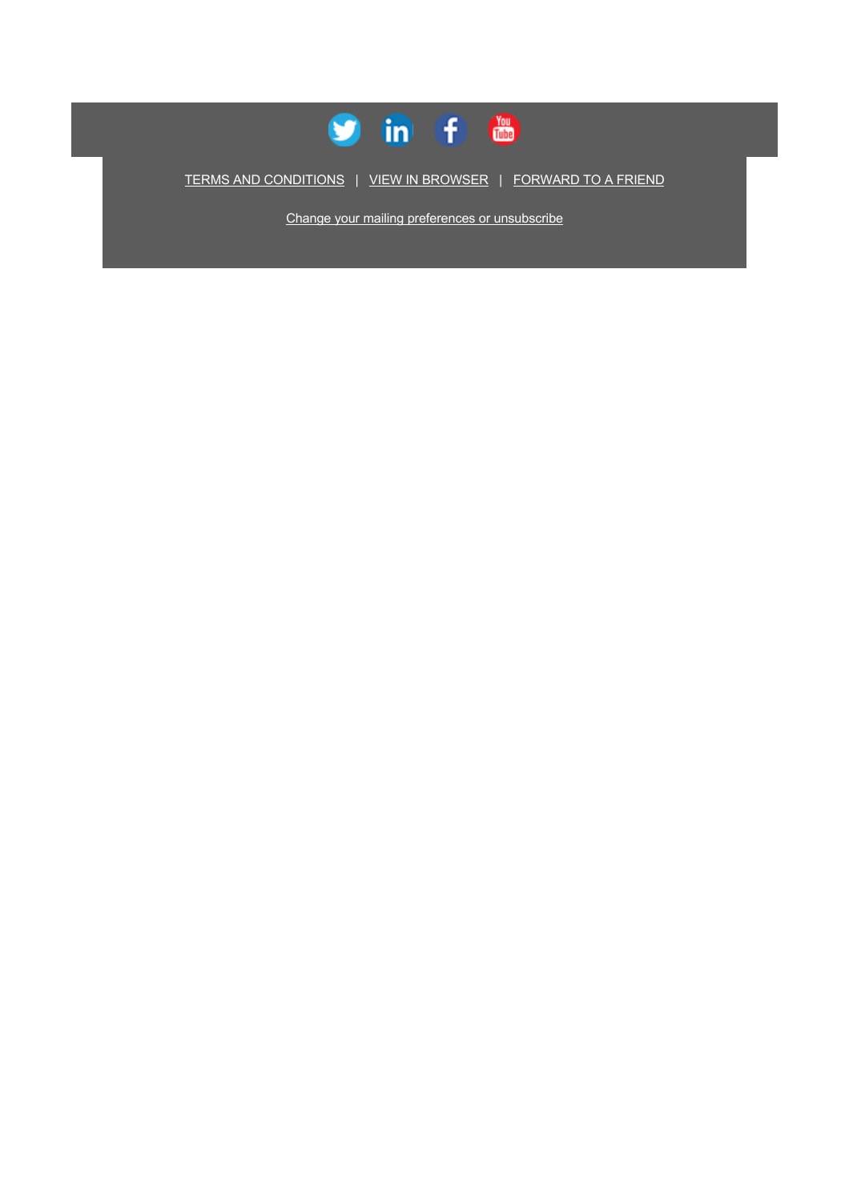TERMS AND CONDITIONS | VIEW IN BROWSER | FORWARD TO A FRIEND

Change your mailing preferences or unsubscribe